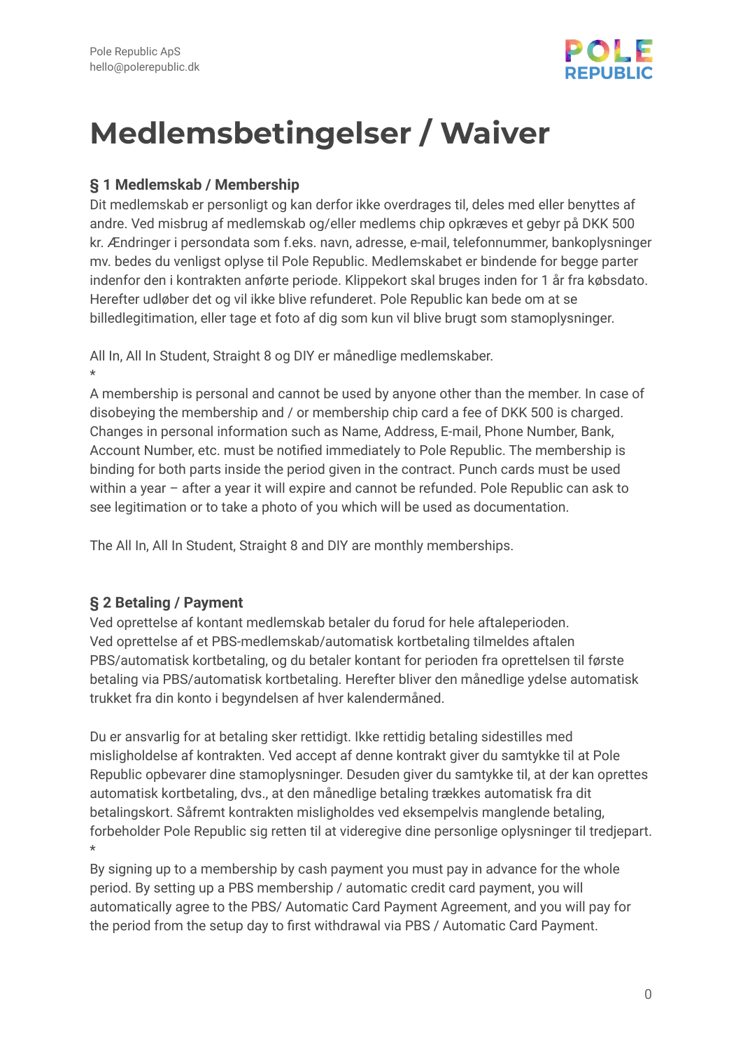# Medlemsbetingelser / Waiver

### § 1 Medlemskab / Membership

Dit medlemskab er personligt og kan derfor ikke overdrages til, deles med eller benyttes af andre. Ved misbrug af medlemskab og/eller medlems chip opkræves et gebyr på DKK 500 kr. Ændringer i persondata som f.eks. navn, adresse, e-mail, telefonnummer, bankoplysninger mv. bedes du venligst oplyse til Pole Republic. Medlemskabet er bindende for begge parter indenfor den i kontrakten anførte periode. Klippekort skal bruges inden for 1 år fra købsdato. Herefter udløber det og vil ikke blive refunderet. Pole Republic kan bede om at se billedlegitimation, eller tage et foto af dig som kun vil blive brugt som stamoplysninger.

All In, All In Student, Straight 8 og DIY er månedlige medlemskaber.

*

A membership is personal and cannot be used by anyone other than the member. In case of disobeying the membership and / or membership chip card a fee of DKK 500 is charged. Changes in personal information such as Name, Address, E-mail, Phone Number, Bank, Account Number, etc. must be notified immediately to Pole Republic. The membership is binding for both parts inside the period given in the contract. Punch cards must be used within a year – after a year it will expire and cannot be refunded. Pole Republic can ask to see legitimation or to take a photo of you which will be used as documentation.

The All In, All In Student, Straight 8 and DIY are monthly memberships.

### § 2 Betaling / Payment

Ved oprettelse af kontant medlemskab betaler du forud for hele aftaleperioden. Ved oprettelse af et PBS-medlemskab/automatisk kortbetaling tilmeldes aftalen PBS/automatisk kortbetaling, og du betaler kontant for perioden fra oprettelsen til første betaling via PBS/automatisk kortbetaling. Herefter bliver den månedlige ydelse automatisk trukket fra din konto i begyndelsen af hver kalendermåned.

Du er ansvarlig for at betaling sker rettidigt. Ikke rettidig betaling sidestilles med misligholdelse af kontrakten. Ved accept af denne kontrakt giver du samtykke til at Pole Republic opbevarer dine stamoplysninger. Desuden giver du samtykke til, at der kan oprettes automatisk kortbetaling, dvs., at den månedlige betaling trækkes automatisk fra dit betalingskort. Såfremt kontrakten misligholdes ved eksempelvis manglende betaling, forbeholder Pole Republic sig retten til at videregive dine personlige oplysninger til tredjepart.

*

By signing up to a membership by cash payment you must pay in advance for the whole period. By setting up a PBS membership / automatic credit card payment, you will automatically agree to the PBS/ Automatic Card Payment Agreement, and you will pay for the period from the setup day to first withdrawal via PBS / Automatic Card Payment.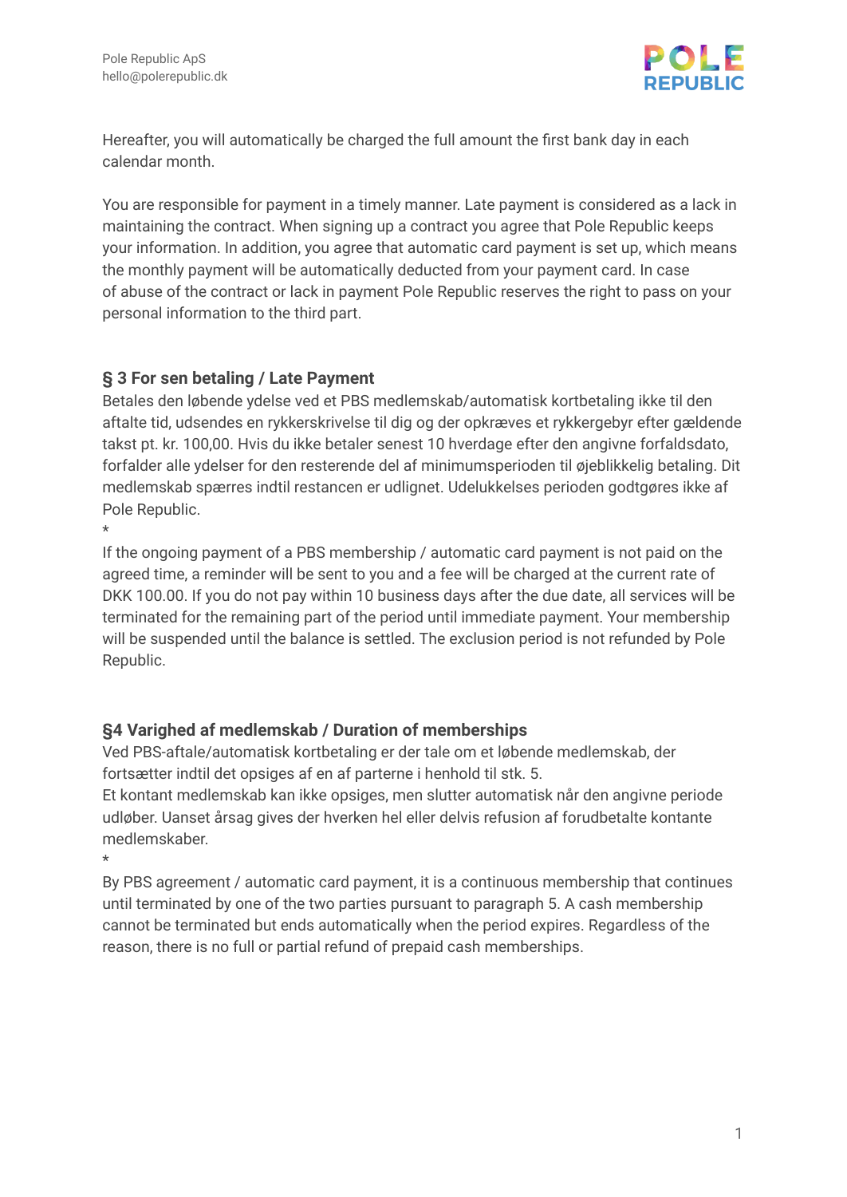Hereafter, you will automatically be charged the full amount the first bank day in each calendar month.

You are responsible for payment in a timely manner. Late payment is considered as a lack in maintaining the contract. When signing up a contract you agree that Pole Republic keeps your information. In addition, you agree that automatic card payment is set up, which means the monthly payment will be automatically deducted from your payment card. In case of abuse of the contract or lack in payment Pole Republic reserves the right to pass on your personal information to the third part.

### § 3 For sen betaling / Late Payment

Betales den løbende ydelse ved et PBS medlemskab/automatisk kortbetaling ikke til den aftalte tid, udsendes en rykkerskrivelse til dig og der opkræves et rykkergebyr efter gældende takst pt. kr. 100,00. Hvis du ikke betaler senest 10 hverdage efter den angivne forfaldsdato, forfalder alle ydelser for den resterende del af minimumsperioden til øjeblikkelig betaling. Dit medlemskab spærres indtil restancen er udlignet. Udelukkelses perioden godtgøres ikke af Pole Republic.

*

If the ongoing payment of a PBS membership / automatic card payment is not paid on the agreed time, a reminder will be sent to you and a fee will be charged at the current rate of DKK 100.00. If you do not pay within 10 business days after the due date, all services will be terminated for the remaining part of the period until immediate payment. Your membership will be suspended until the balance is settled. The exclusion period is not refunded by Pole Republic.

### §4 Varighed af medlemskab / Duration of memberships

Ved PBS-aftale/automatisk kortbetaling er der tale om et løbende medlemskab, der fortsætter indtil det opsiges af en af parterne i henhold til stk. 5.
Et kontant medlemskab kan ikke opsiges, men slutter automatisk når den angivne periode udløber. Uanset årsag gives der hverken hel eller delvis refusion af forudbetalte kontante medlemskaber.

*

By PBS agreement / automatic card payment, it is a continuous membership that continues until terminated by one of the two parties pursuant to paragraph 5. A cash membership cannot be terminated but ends automatically when the period expires. Regardless of the reason, there is no full or partial refund of prepaid cash memberships.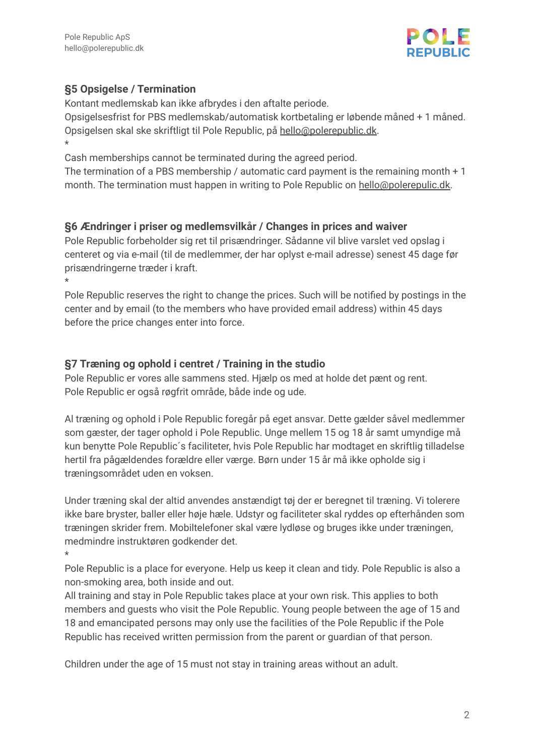### §5 Opsigelse / Termination

Kontant medlemskab kan ikke afbrydes i den aftalte periode.
Opsigelsesfrist for PBS medlemskab/automatisk kortbetaling er løbende måned + 1 måned. Opsigelsen skal ske skriftligt til Pole Republic, på hello@polerepublic.dk.

*

Cash memberships cannot be terminated during the agreed period.
The termination of a PBS membership / automatic card payment is the remaining month + 1 month. The termination must happen in writing to Pole Republic on hello@polerepulic.dk.

### §6 Ændringer i priser og medlemsvilkår / Changes in prices and waiver

Pole Republic forbeholder sig ret til prisændringer. Sådanne vil blive varslet ved opslag i centeret og via e-mail (til de medlemmer, der har oplyst e-mail adresse) senest 45 dage før prisændringerne træder i kraft.

*

Pole Republic reserves the right to change the prices. Such will be notified by postings in the center and by email (to the members who have provided email address) within 45 days before the price changes enter into force.

### §7 Træning og ophold i centret / Training in the studio

Pole Republic er vores alle sammens sted. Hjælp os med at holde det pænt og rent.
Pole Republic er også røgfrit område, både inde og ude.

Al træning og ophold i Pole Republic foregår på eget ansvar. Dette gælder såvel medlemmer som gæster, der tager ophold i Pole Republic. Unge mellem 15 og 18 år samt umyndige må kun benytte Pole Republic´s faciliteter, hvis Pole Republic har modtaget en skriftlig tilladelse hertil fra pågældendes forældre eller værge. Børn under 15 år må ikke opholde sig i træningsområdet uden en voksen.

Under træning skal der altid anvendes anstændigt tøj der er beregnet til træning. Vi tolerere ikke bare bryster, baller eller høje hæle. Udstyr og faciliteter skal ryddes op efterhånden som træningen skrider frem. Mobiltelefoner skal være lydløse og bruges ikke under træningen, medmindre instruktøren godkender det.

*

Pole Republic is a place for everyone. Help us keep it clean and tidy. Pole Republic is also a non-smoking area, both inside and out.
All training and stay in Pole Republic takes place at your own risk. This applies to both members and guests who visit the Pole Republic. Young people between the age of 15 and 18 and emancipated persons may only use the facilities of the Pole Republic if the Pole Republic has received written permission from the parent or guardian of that person.

Children under the age of 15 must not stay in training areas without an adult.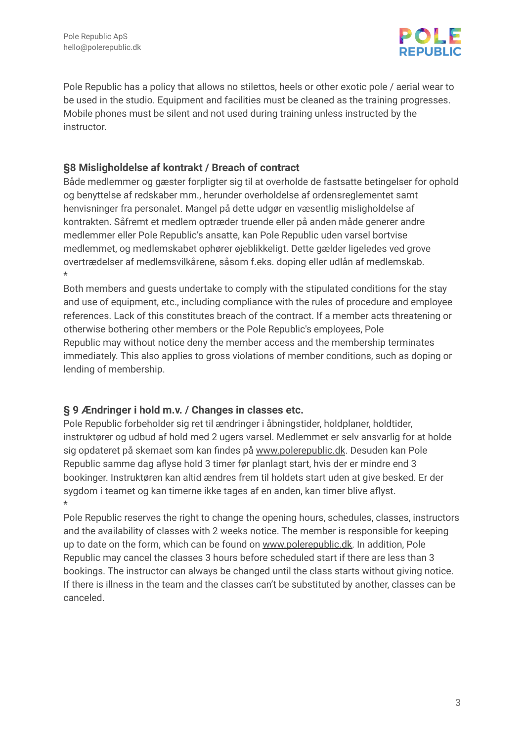Pole Republic has a policy that allows no stilettos, heels or other exotic pole / aerial wear to be used in the studio. Equipment and facilities must be cleaned as the training progresses. Mobile phones must be silent and not used during training unless instructed by the instructor.

### §8 Misligholdelse af kontrakt / Breach of contract

Både medlemmer og gæster forpligter sig til at overholde de fastsatte betingelser for ophold og benyttelse af redskaber mm., herunder overholdelse af ordensreglementet samt henvisninger fra personalet. Mangel på dette udgør en væsentlig misligholdelse af kontrakten. Såfremt et medlem optræder truende eller på anden måde generer andre medlemmer eller Pole Republic's ansatte, kan Pole Republic uden varsel bortvise medlemmet, og medlemskabet ophører øjeblikkeligt. Dette gælder ligeledes ved grove overtrædelser af medlemsvilkårene, såsom f.eks. doping eller udlån af medlemskab.

*

Both members and guests undertake to comply with the stipulated conditions for the stay and use of equipment, etc., including compliance with the rules of procedure and employee references. Lack of this constitutes breach of the contract. If a member acts threatening or otherwise bothering other members or the Pole Republic's employees, Pole Republic may without notice deny the member access and the membership terminates immediately. This also applies to gross violations of member conditions, such as doping or lending of membership.

### § 9 Ændringer i hold m.v. / Changes in classes etc.

Pole Republic forbeholder sig ret til ændringer i åbningstider, holdplaner, holdtider, instruktører og udbud af hold med 2 ugers varsel. Medlemmet er selv ansvarlig for at holde sig opdateret på skemaet som kan findes på www.polerepublic.dk. Desuden kan Pole Republic samme dag aflyse hold 3 timer før planlagt start, hvis der er mindre end 3 bookinger. Instruktøren kan altid ændres frem til holdets start uden at give besked. Er der sygdom i teamet og kan timerne ikke tages af en anden, kan timer blive aflyst.

*

Pole Republic reserves the right to change the opening hours, schedules, classes, instructors and the availability of classes with 2 weeks notice. The member is responsible for keeping up to date on the form, which can be found on www.polerepublic.dk. In addition, Pole Republic may cancel the classes 3 hours before scheduled start if there are less than 3 bookings. The instructor can always be changed until the class starts without giving notice. If there is illness in the team and the classes can't be substituted by another, classes can be canceled.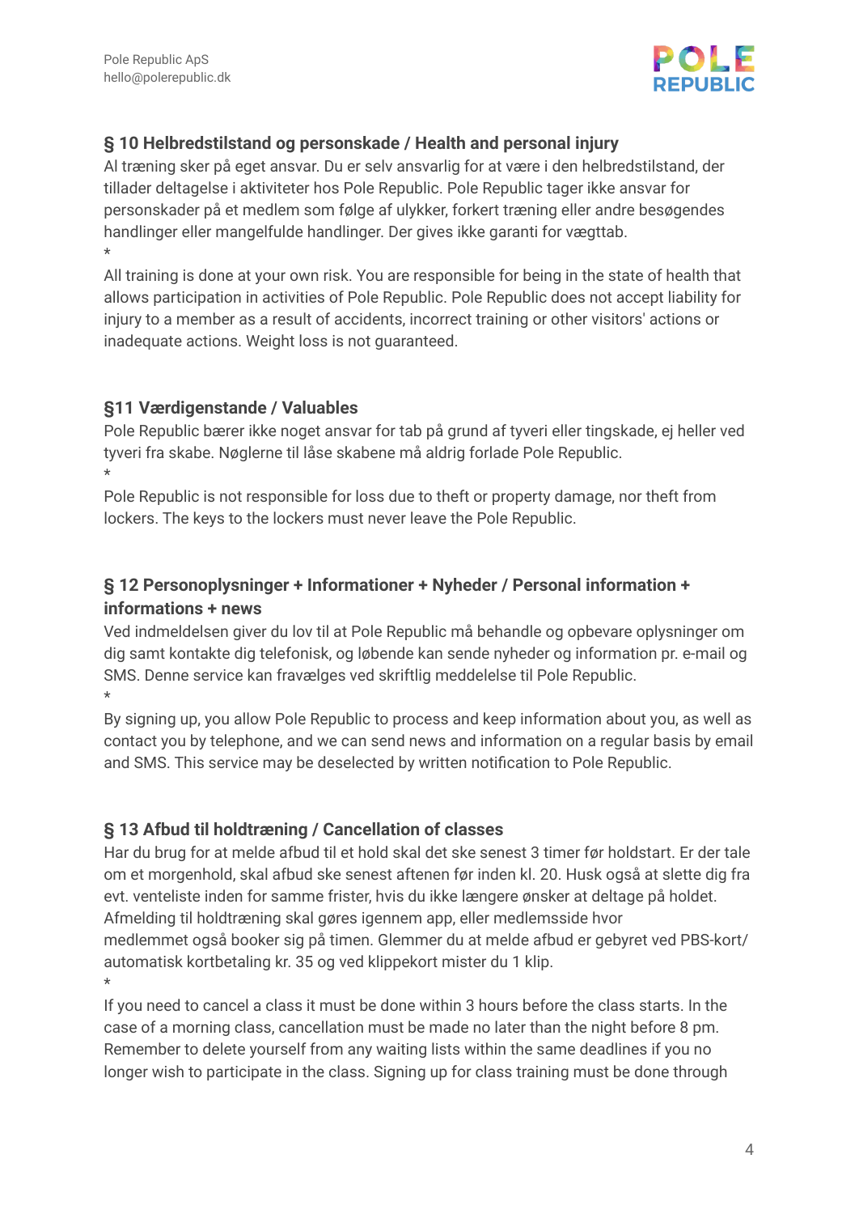## § 10 Helbredstilstand og personskade / Health and personal injury

Al træning sker på eget ansvar. Du er selv ansvarlig for at være i den helbredstilstand, der tillader deltagelse i aktiviteter hos Pole Republic. Pole Republic tager ikke ansvar for personskader på et medlem som følge af ulykker, forkert træning eller andre besøgendes handlinger eller mangelfulde handlinger. Der gives ikke garanti for vægttab.

*

All training is done at your own risk. You are responsible for being in the state of health that allows participation in activities of Pole Republic. Pole Republic does not accept liability for injury to a member as a result of accidents, incorrect training or other visitors' actions or inadequate actions. Weight loss is not guaranteed.

## §11 Værdigenstande / Valuables

Pole Republic bærer ikke noget ansvar for tab på grund af tyveri eller tingskade, ej heller ved tyveri fra skabe. Nøglerne til låse skabene må aldrig forlade Pole Republic.

*

Pole Republic is not responsible for loss due to theft or property damage, nor theft from lockers. The keys to the lockers must never leave the Pole Republic.

## § 12 Personoplysninger + Informationer + Nyheder / Personal information + informations + news

Ved indmeldelsen giver du lov til at Pole Republic må behandle og opbevare oplysninger om dig samt kontakte dig telefonisk, og løbende kan sende nyheder og information pr. e-mail og SMS. Denne service kan fravælges ved skriftlig meddelelse til Pole Republic.

*

By signing up, you allow Pole Republic to process and keep information about you, as well as contact you by telephone, and we can send news and information on a regular basis by email and SMS. This service may be deselected by written notification to Pole Republic.

## § 13 Afbud til holdtræning / Cancellation of classes

Har du brug for at melde afbud til et hold skal det ske senest 3 timer før holdstart. Er der tale om et morgenhold, skal afbud ske senest aftenen før inden kl. 20. Husk også at slette dig fra evt. venteliste inden for samme frister, hvis du ikke længere ønsker at deltage på holdet. Afmelding til holdtræning skal gøres igennem app, eller medlemsside hvor medlemmet også booker sig på timen. Glemmer du at melde afbud er gebyret ved PBS-kort/ automatisk kortbetaling kr. 35 og ved klippekort mister du 1 klip.

*

If you need to cancel a class it must be done within 3 hours before the class starts. In the case of a morning class, cancellation must be made no later than the night before 8 pm. Remember to delete yourself from any waiting lists within the same deadlines if you no longer wish to participate in the class. Signing up for class training must be done through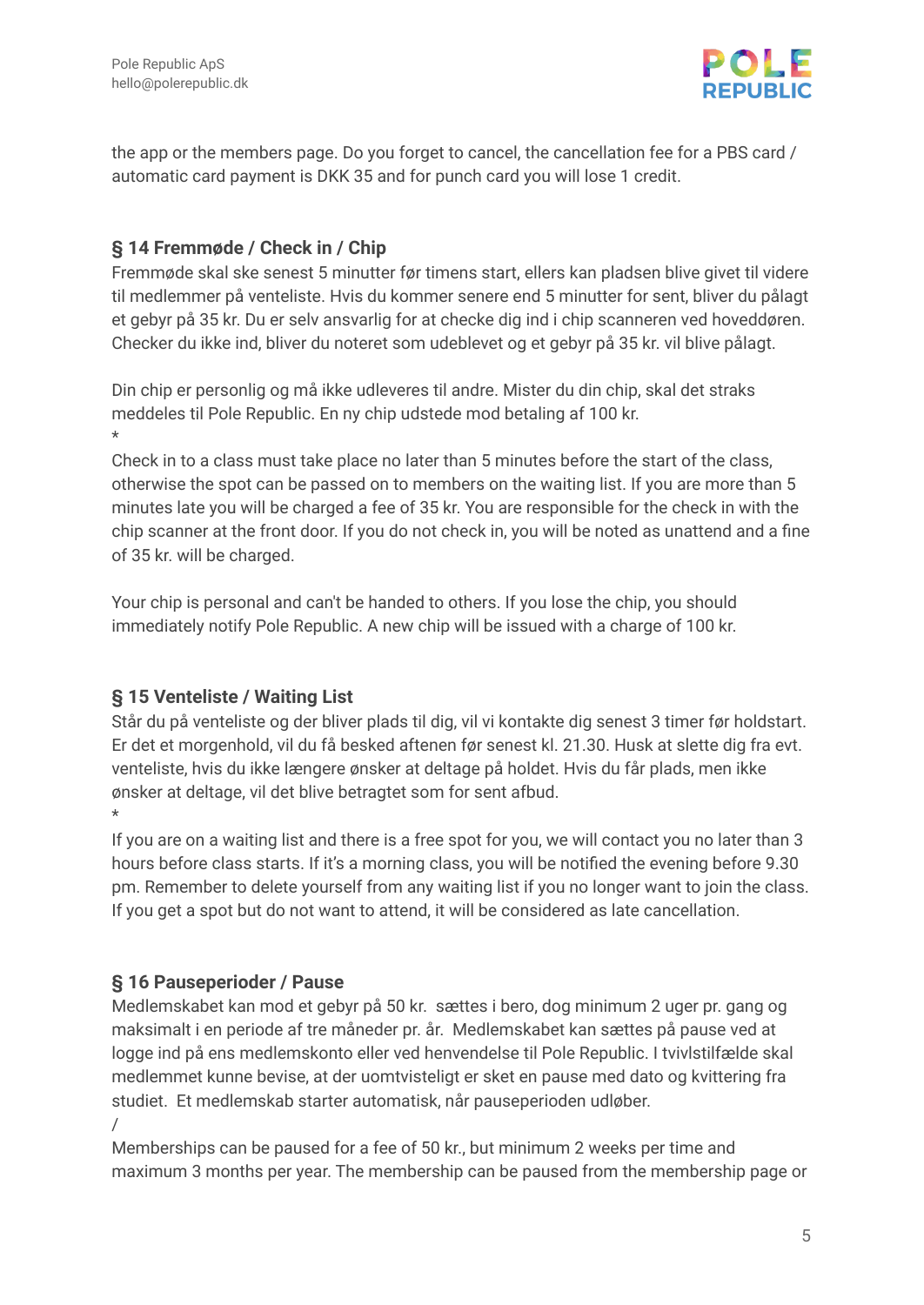the app or the members page. Do you forget to cancel, the cancellation fee for a PBS card / automatic card payment is DKK 35 and for punch card you will lose 1 credit.

### § 14 Fremmøde / Check in / Chip

Fremmøde skal ske senest 5 minutter før timens start, ellers kan pladsen blive givet til videre til medlemmer på venteliste. Hvis du kommer senere end 5 minutter for sent, bliver du pålagt et gebyr på 35 kr. Du er selv ansvarlig for at checke dig ind i chip scanneren ved hoveddøren. Checker du ikke ind, bliver du noteret som udeblevet og et gebyr på 35 kr. vil blive pålagt.

Din chip er personlig og må ikke udleveres til andre. Mister du din chip, skal det straks meddeles til Pole Republic. En ny chip udstede mod betaling af 100 kr.

*

Check in to a class must take place no later than 5 minutes before the start of the class, otherwise the spot can be passed on to members on the waiting list. If you are more than 5 minutes late you will be charged a fee of 35 kr. You are responsible for the check in with the chip scanner at the front door. If you do not check in, you will be noted as unattend and a fine of 35 kr. will be charged.

Your chip is personal and can't be handed to others. If you lose the chip, you should immediately notify Pole Republic. A new chip will be issued with a charge of 100 kr.

### § 15 Venteliste / Waiting List

Står du på venteliste og der bliver plads til dig, vil vi kontakte dig senest 3 timer før holdstart. Er det et morgenhold, vil du få besked aftenen før senest kl. 21.30. Husk at slette dig fra evt. venteliste, hvis du ikke længere ønsker at deltage på holdet. Hvis du får plads, men ikke ønsker at deltage, vil det blive betragtet som for sent afbud.

*

If you are on a waiting list and there is a free spot for you, we will contact you no later than 3 hours before class starts. If it's a morning class, you will be notified the evening before 9.30 pm. Remember to delete yourself from any waiting list if you no longer want to join the class. If you get a spot but do not want to attend, it will be considered as late cancellation.

### § 16 Pauseperioder / Pause

Medlemskabet kan mod et gebyr på 50 kr. sættes i bero, dog minimum 2 uger pr. gang og maksimalt i en periode af tre måneder pr. år. Medlemskabet kan sættes på pause ved at logge ind på ens medlemskonto eller ved henvendelse til Pole Republic. I tvivlstilfælde skal medlemmet kunne bevise, at der uomtvisteligt er sket en pause med dato og kvittering fra studiet. Et medlemskab starter automatisk, når pauseperioden udløber.

/

Memberships can be paused for a fee of 50 kr., but minimum 2 weeks per time and maximum 3 months per year. The membership can be paused from the membership page or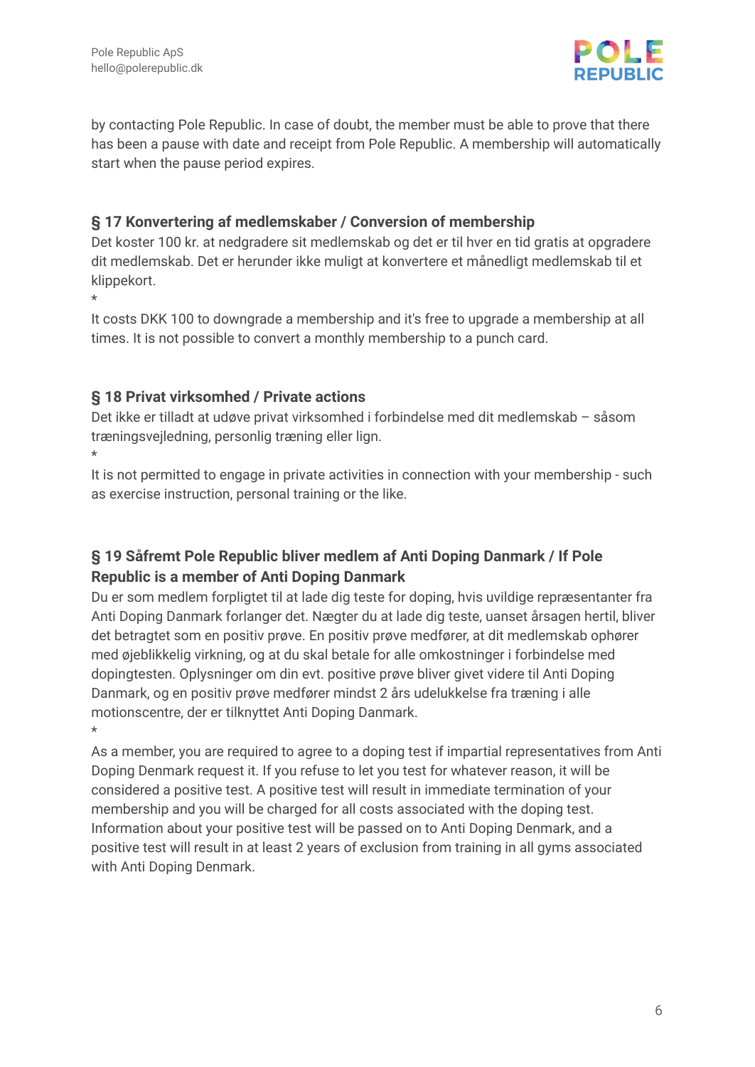by contacting Pole Republic. In case of doubt, the member must be able to prove that there has been a pause with date and receipt from Pole Republic. A membership will automatically start when the pause period expires.

### § 17 Konvertering af medlemskaber / Conversion of membership

Det koster 100 kr. at nedgradere sit medlemskab og det er til hver en tid gratis at opgradere dit medlemskab. Det er herunder ikke muligt at konvertere et månedligt medlemskab til et klippekort.

*

It costs DKK 100 to downgrade a membership and it's free to upgrade a membership at all times. It is not possible to convert a monthly membership to a punch card.

### § 18 Privat virksomhed / Private actions

Det ikke er tilladt at udøve privat virksomhed i forbindelse med dit medlemskab – såsom træningsvejledning, personlig træning eller lign.

*

It is not permitted to engage in private activities in connection with your membership - such as exercise instruction, personal training or the like.

### § 19 Såfremt Pole Republic bliver medlem af Anti Doping Danmark / If Pole Republic is a member of Anti Doping Danmark

Du er som medlem forpligtet til at lade dig teste for doping, hvis uvildige repræsentanter fra Anti Doping Danmark forlanger det. Nægter du at lade dig teste, uanset årsagen hertil, bliver det betragtet som en positiv prøve. En positiv prøve medfører, at dit medlemskab ophører med øjeblikkelig virkning, og at du skal betale for alle omkostninger i forbindelse med dopingtesten. Oplysninger om din evt. positive prøve bliver givet videre til Anti Doping Danmark, og en positiv prøve medfører mindst 2 års udelukkelse fra træning i alle motionscentre, der er tilknyttet Anti Doping Danmark.

*

As a member, you are required to agree to a doping test if impartial representatives from Anti Doping Denmark request it. If you refuse to let you test for whatever reason, it will be considered a positive test. A positive test will result in immediate termination of your membership and you will be charged for all costs associated with the doping test. Information about your positive test will be passed on to Anti Doping Denmark, and a positive test will result in at least 2 years of exclusion from training in all gyms associated with Anti Doping Denmark.